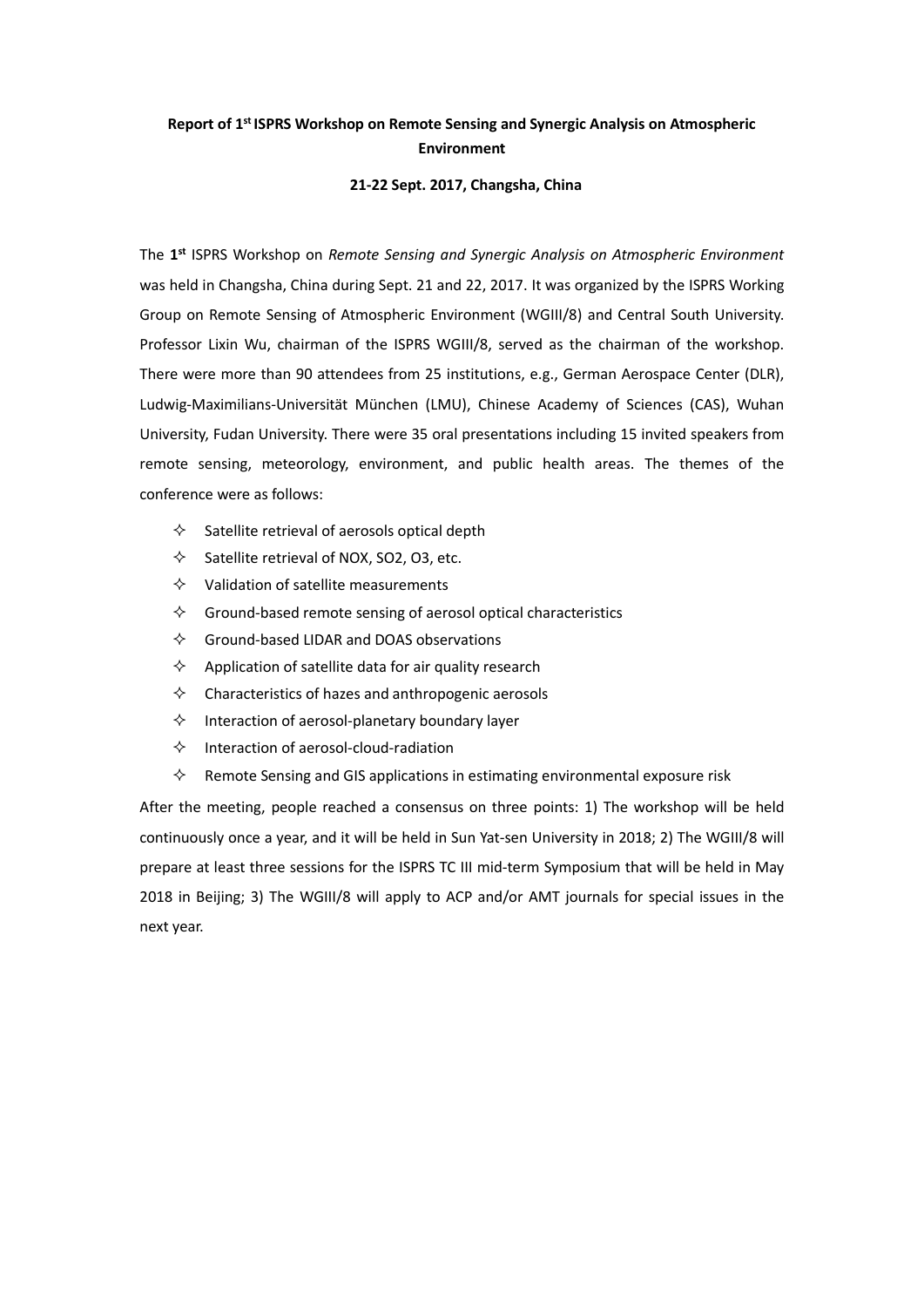**Report of 1st ISPRS Workshop on Remote Sensing and Synergic Analysis on Atmospheric Environment**

**21-22 Sept. 2017, Changsha, China**

The **1st** ISPRS Workshop on *Remote Sensing and Synergic Analysis on Atmospheric Environment* was held in Changsha, China during Sept. 21 and 22, 2017. It was organized by the ISPRS Working Group on Remote Sensing of Atmospheric Environment (WGIII/8) and Central South University. Professor Lixin Wu, chairman of the ISPRS WGIII/8, served as the chairman of the workshop. There were more than 90 attendees from 25 institutions, e.g., German Aerospace Center (DLR), Ludwig-Maximilians-Universität München (LMU), Chinese Academy of Sciences (CAS), Wuhan University, Fudan University. There were 35 oral presentations including 15 invited speakers from remote sensing, meteorology, environment, and public health areas. The themes of the conference were as follows:

- Satellite retrieval of aerosols optical depth
- Satellite retrieval of NOX, SO2, O3, etc.
- Validation of satellite measurements
- Ground-based remote sensing of aerosol optical characteristics
- Ground-based LIDAR and DOAS observations
- Application of satellite data for air quality research
- Characteristics of hazes and anthropogenic aerosols
- Interaction of aerosol-planetary boundary layer
- Interaction of aerosol-cloud-radiation
- Remote Sensing and GIS applications in estimating environmental exposure risk

After the meeting, people reached a consensus on three points: 1) The workshop will be held continuously once a year, and it will be held in Sun Yat-sen University in 2018; 2) The WGIII/8 will prepare at least three sessions for the ISPRS TC III mid-term Symposium that will be held in May 2018 in Beijing; 3) The WGIII/8 will apply to ACP and/or AMT journals for special issues in the next year.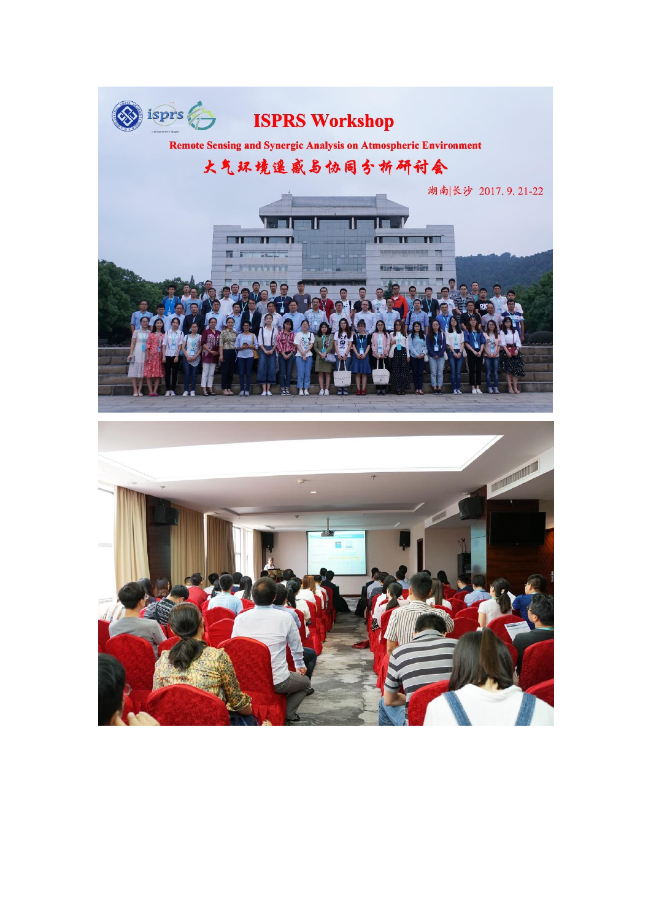# ISPRS Workshop

**Remote Sensing and Synergic Analysis on Atmospheric Environment**

**大气环境遥感与协同分析研讨会**

湖南|长沙 2017. 9. 21-22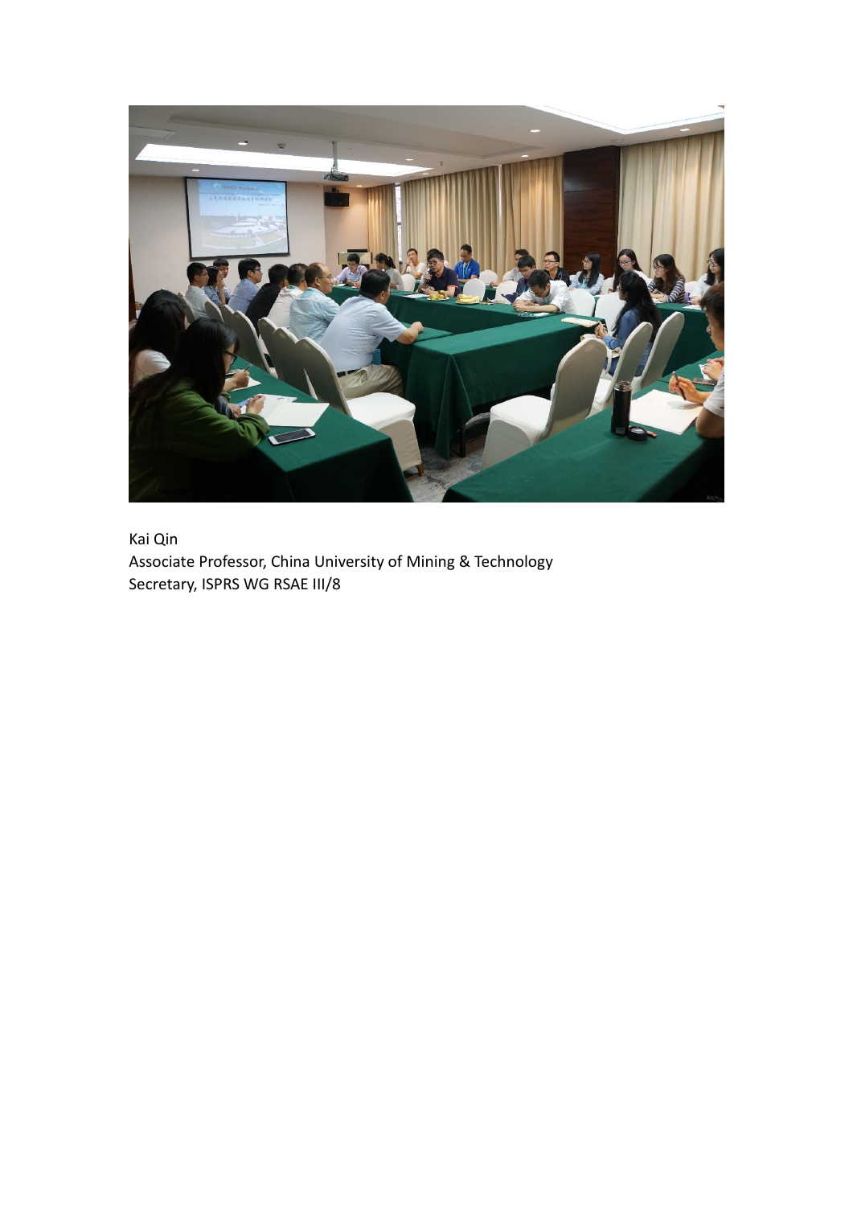Kai Qin
Associate Professor, China University of Mining & Technology
Secretary, ISPRS WG RSAE III/8